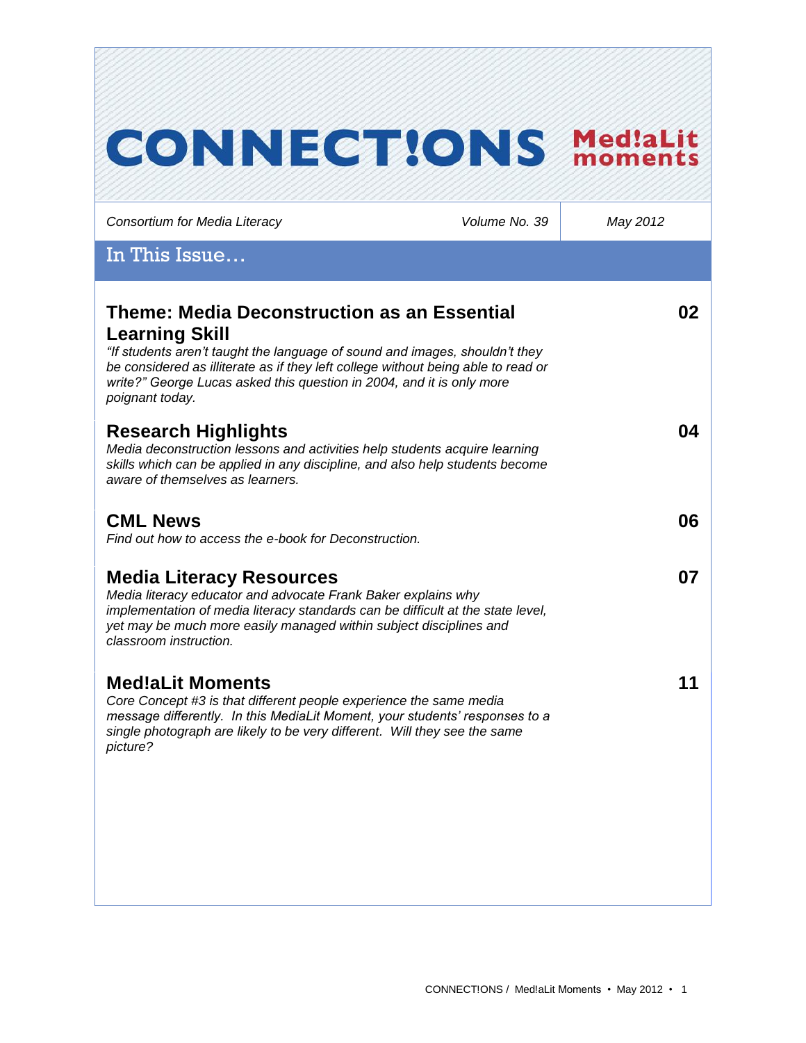# CONNECT!ONS Med!aLit moments

*Consortium for Media Literacy* *Volume No. 39* *May 2012*

## In This Issue…

### Theme: Media Deconstruction as an Essential Learning Skill — 02

*"If students aren't taught the language of sound and images, shouldn't they be considered as illiterate as if they left college without being able to read or write?" George Lucas asked this question in 2004, and it is only more poignant today.*

### Research Highlights — 04

*Media deconstruction lessons and activities help students acquire learning skills which can be applied in any discipline, and also help students become aware of themselves as learners.*

### CML News — 06

*Find out how to access the e-book for Deconstruction.*

### Media Literacy Resources — 07

*Media literacy educator and advocate Frank Baker explains why implementation of media literacy standards can be difficult at the state level, yet may be much more easily managed within subject disciplines and classroom instruction.*

### Med!aLit Moments — 11

*Core Concept #3 is that different people experience the same media message differently. In this MediaLit Moment, your students' responses to a single photograph are likely to be very different. Will they see the same picture?*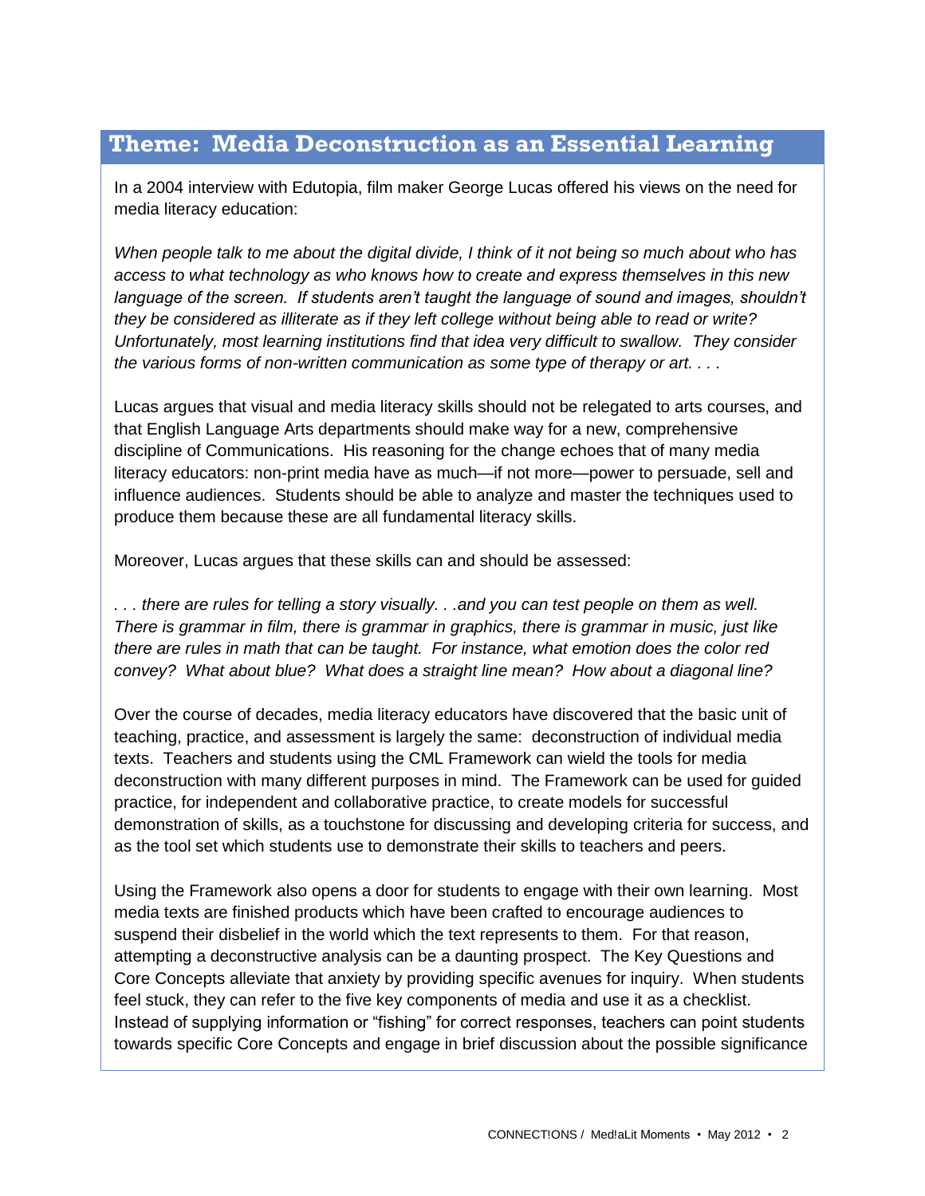## Theme: Media Deconstruction as an Essential Learning

In a 2004 interview with Edutopia, film maker George Lucas offered his views on the need for media literacy education:

*When people talk to me about the digital divide, I think of it not being so much about who has access to what technology as who knows how to create and express themselves in this new language of the screen. If students aren't taught the language of sound and images, shouldn't they be considered as illiterate as if they left college without being able to read or write? Unfortunately, most learning institutions find that idea very difficult to swallow. They consider the various forms of non-written communication as some type of therapy or art. . . .*

Lucas argues that visual and media literacy skills should not be relegated to arts courses, and that English Language Arts departments should make way for a new, comprehensive discipline of Communications. His reasoning for the change echoes that of many media literacy educators: non-print media have as much—if not more—power to persuade, sell and influence audiences. Students should be able to analyze and master the techniques used to produce them because these are all fundamental literacy skills.

Moreover, Lucas argues that these skills can and should be assessed:

*. . . there are rules for telling a story visually. . .and you can test people on them as well. There is grammar in film, there is grammar in graphics, there is grammar in music, just like there are rules in math that can be taught. For instance, what emotion does the color red convey? What about blue? What does a straight line mean? How about a diagonal line?*

Over the course of decades, media literacy educators have discovered that the basic unit of teaching, practice, and assessment is largely the same: deconstruction of individual media texts. Teachers and students using the CML Framework can wield the tools for media deconstruction with many different purposes in mind. The Framework can be used for guided practice, for independent and collaborative practice, to create models for successful demonstration of skills, as a touchstone for discussing and developing criteria for success, and as the tool set which students use to demonstrate their skills to teachers and peers.

Using the Framework also opens a door for students to engage with their own learning. Most media texts are finished products which have been crafted to encourage audiences to suspend their disbelief in the world which the text represents to them. For that reason, attempting a deconstructive analysis can be a daunting prospect. The Key Questions and Core Concepts alleviate that anxiety by providing specific avenues for inquiry. When students feel stuck, they can refer to the five key components of media and use it as a checklist. Instead of supplying information or "fishing" for correct responses, teachers can point students towards specific Core Concepts and engage in brief discussion about the possible significance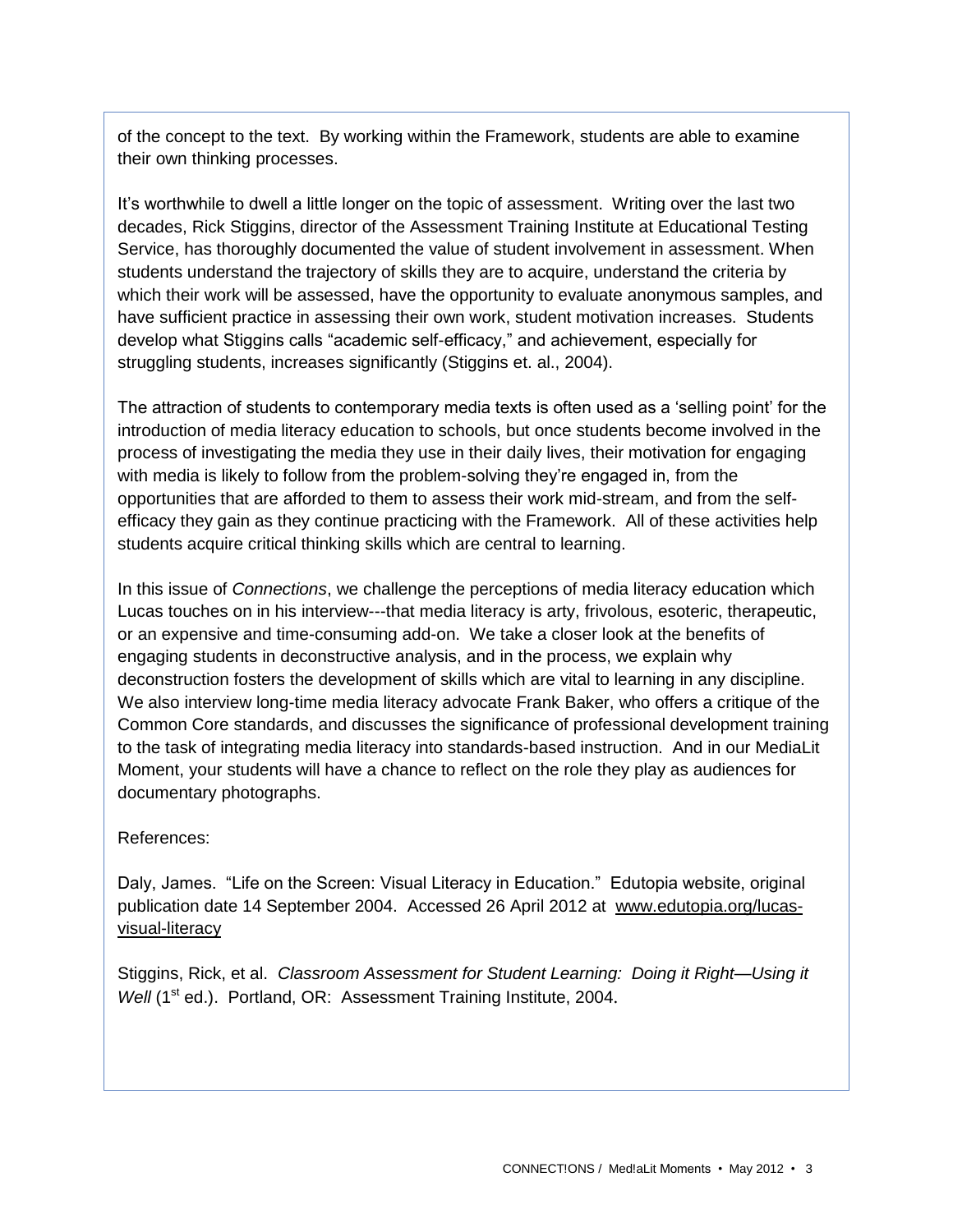of the concept to the text. By working within the Framework, students are able to examine their own thinking processes.

It's worthwhile to dwell a little longer on the topic of assessment. Writing over the last two decades, Rick Stiggins, director of the Assessment Training Institute at Educational Testing Service, has thoroughly documented the value of student involvement in assessment. When students understand the trajectory of skills they are to acquire, understand the criteria by which their work will be assessed, have the opportunity to evaluate anonymous samples, and have sufficient practice in assessing their own work, student motivation increases. Students develop what Stiggins calls "academic self-efficacy," and achievement, especially for struggling students, increases significantly (Stiggins et. al., 2004).

The attraction of students to contemporary media texts is often used as a 'selling point' for the introduction of media literacy education to schools, but once students become involved in the process of investigating the media they use in their daily lives, their motivation for engaging with media is likely to follow from the problem-solving they're engaged in, from the opportunities that are afforded to them to assess their work mid-stream, and from the self-efficacy they gain as they continue practicing with the Framework. All of these activities help students acquire critical thinking skills which are central to learning.

In this issue of *Connections*, we challenge the perceptions of media literacy education which Lucas touches on in his interview---that media literacy is arty, frivolous, esoteric, therapeutic, or an expensive and time-consuming add-on. We take a closer look at the benefits of engaging students in deconstructive analysis, and in the process, we explain why deconstruction fosters the development of skills which are vital to learning in any discipline. We also interview long-time media literacy advocate Frank Baker, who offers a critique of the Common Core standards, and discusses the significance of professional development training to the task of integrating media literacy into standards-based instruction. And in our MediaLit Moment, your students will have a chance to reflect on the role they play as audiences for documentary photographs.

References:

Daly, James. "Life on the Screen: Visual Literacy in Education." Edutopia website, original publication date 14 September 2004. Accessed 26 April 2012 at www.edutopia.org/lucas-visual-literacy

Stiggins, Rick, et al. *Classroom Assessment for Student Learning: Doing it Right—Using it Well* (1st ed.). Portland, OR: Assessment Training Institute, 2004.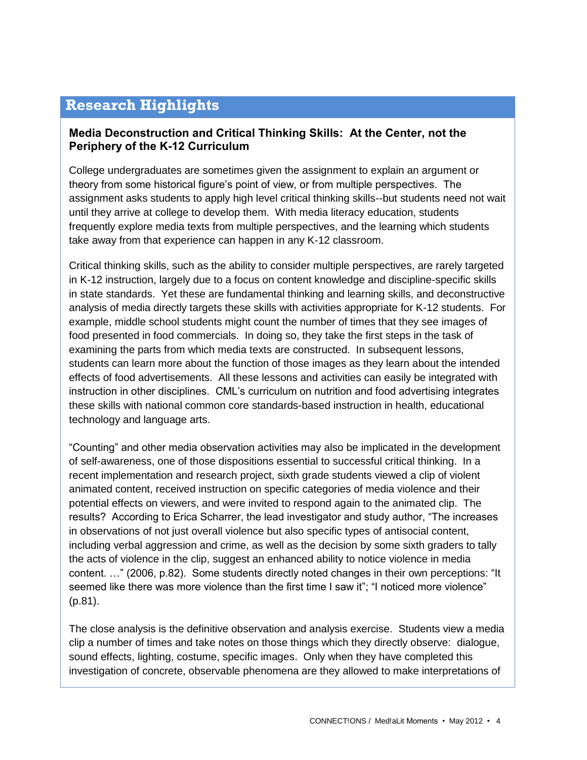## Research Highlights

### Media Deconstruction and Critical Thinking Skills: At the Center, not the Periphery of the K-12 Curriculum

College undergraduates are sometimes given the assignment to explain an argument or theory from some historical figure's point of view, or from multiple perspectives. The assignment asks students to apply high level critical thinking skills--but students need not wait until they arrive at college to develop them. With media literacy education, students frequently explore media texts from multiple perspectives, and the learning which students take away from that experience can happen in any K-12 classroom.

Critical thinking skills, such as the ability to consider multiple perspectives, are rarely targeted in K-12 instruction, largely due to a focus on content knowledge and discipline-specific skills in state standards. Yet these are fundamental thinking and learning skills, and deconstructive analysis of media directly targets these skills with activities appropriate for K-12 students. For example, middle school students might count the number of times that they see images of food presented in food commercials. In doing so, they take the first steps in the task of examining the parts from which media texts are constructed. In subsequent lessons, students can learn more about the function of those images as they learn about the intended effects of food advertisements. All these lessons and activities can easily be integrated with instruction in other disciplines. CML's curriculum on nutrition and food advertising integrates these skills with national common core standards-based instruction in health, educational technology and language arts.

"Counting" and other media observation activities may also be implicated in the development of self-awareness, one of those dispositions essential to successful critical thinking. In a recent implementation and research project, sixth grade students viewed a clip of violent animated content, received instruction on specific categories of media violence and their potential effects on viewers, and were invited to respond again to the animated clip. The results? According to Erica Scharrer, the lead investigator and study author, "The increases in observations of not just overall violence but also specific types of antisocial content, including verbal aggression and crime, as well as the decision by some sixth graders to tally the acts of violence in the clip, suggest an enhanced ability to notice violence in media content. …" (2006, p.82). Some students directly noted changes in their own perceptions: "It seemed like there was more violence than the first time I saw it"; "I noticed more violence" (p.81).

The close analysis is the definitive observation and analysis exercise. Students view a media clip a number of times and take notes on those things which they directly observe: dialogue, sound effects, lighting, costume, specific images. Only when they have completed this investigation of concrete, observable phenomena are they allowed to make interpretations of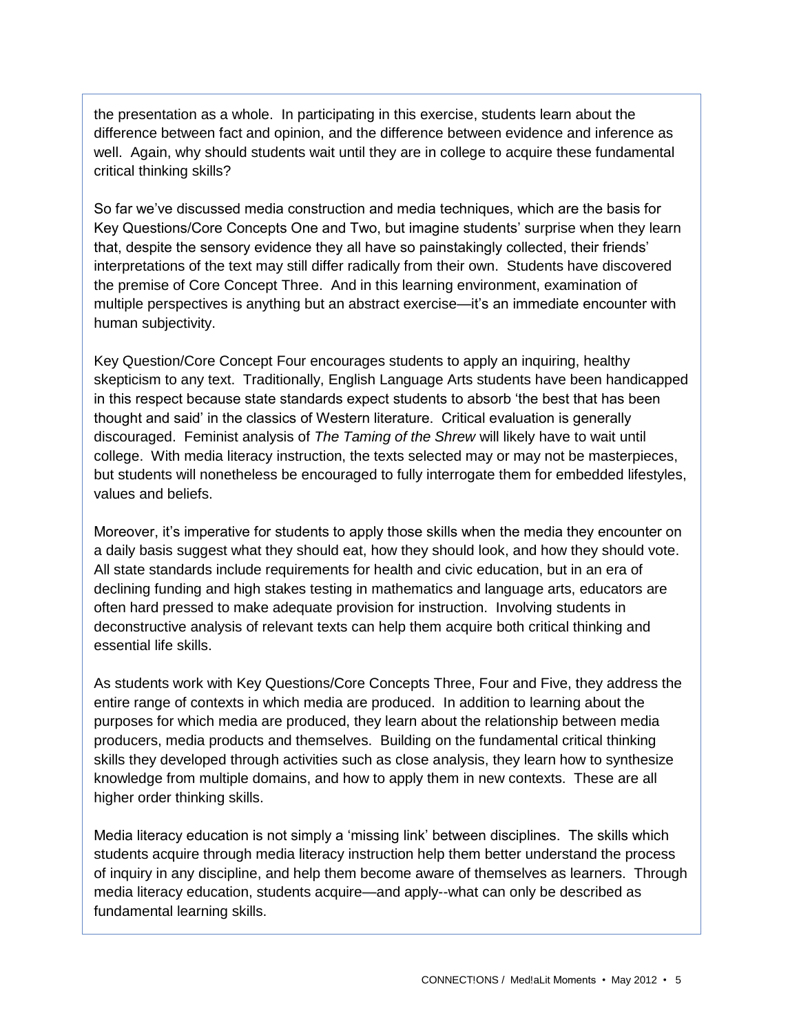the presentation as a whole. In participating in this exercise, students learn about the difference between fact and opinion, and the difference between evidence and inference as well. Again, why should students wait until they are in college to acquire these fundamental critical thinking skills?

So far we've discussed media construction and media techniques, which are the basis for Key Questions/Core Concepts One and Two, but imagine students' surprise when they learn that, despite the sensory evidence they all have so painstakingly collected, their friends' interpretations of the text may still differ radically from their own. Students have discovered the premise of Core Concept Three. And in this learning environment, examination of multiple perspectives is anything but an abstract exercise—it's an immediate encounter with human subjectivity.

Key Question/Core Concept Four encourages students to apply an inquiring, healthy skepticism to any text. Traditionally, English Language Arts students have been handicapped in this respect because state standards expect students to absorb 'the best that has been thought and said' in the classics of Western literature. Critical evaluation is generally discouraged. Feminist analysis of *The Taming of the Shrew* will likely have to wait until college. With media literacy instruction, the texts selected may or may not be masterpieces, but students will nonetheless be encouraged to fully interrogate them for embedded lifestyles, values and beliefs.

Moreover, it's imperative for students to apply those skills when the media they encounter on a daily basis suggest what they should eat, how they should look, and how they should vote. All state standards include requirements for health and civic education, but in an era of declining funding and high stakes testing in mathematics and language arts, educators are often hard pressed to make adequate provision for instruction. Involving students in deconstructive analysis of relevant texts can help them acquire both critical thinking and essential life skills.

As students work with Key Questions/Core Concepts Three, Four and Five, they address the entire range of contexts in which media are produced. In addition to learning about the purposes for which media are produced, they learn about the relationship between media producers, media products and themselves. Building on the fundamental critical thinking skills they developed through activities such as close analysis, they learn how to synthesize knowledge from multiple domains, and how to apply them in new contexts. These are all higher order thinking skills.

Media literacy education is not simply a 'missing link' between disciplines. The skills which students acquire through media literacy instruction help them better understand the process of inquiry in any discipline, and help them become aware of themselves as learners. Through media literacy education, students acquire—and apply--what can only be described as fundamental learning skills.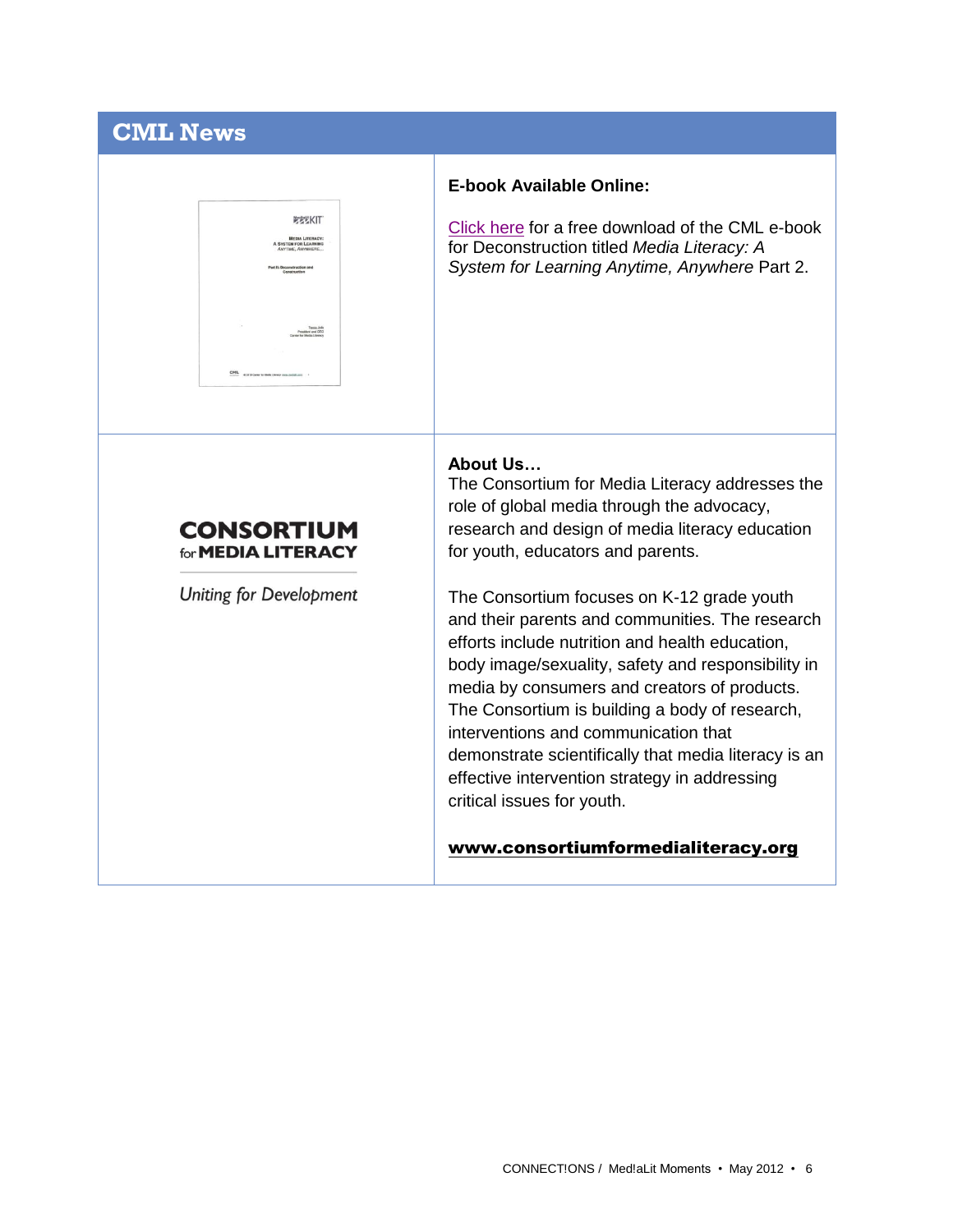## CML News

**E-book Available Online:**

Click here for a free download of the CML e-book for Deconstruction titled *Media Literacy: A System for Learning Anytime, Anywhere* Part 2.

**CONSORTIUM for MEDIA LITERACY**

*Uniting for Development*

**About Us…**

The Consortium for Media Literacy addresses the role of global media through the advocacy, research and design of media literacy education for youth, educators and parents.

The Consortium focuses on K-12 grade youth and their parents and communities. The research efforts include nutrition and health education, body image/sexuality, safety and responsibility in media by consumers and creators of products. The Consortium is building a body of research, interventions and communication that demonstrate scientifically that media literacy is an effective intervention strategy in addressing critical issues for youth.

**www.consortiumformedialiteracy.org**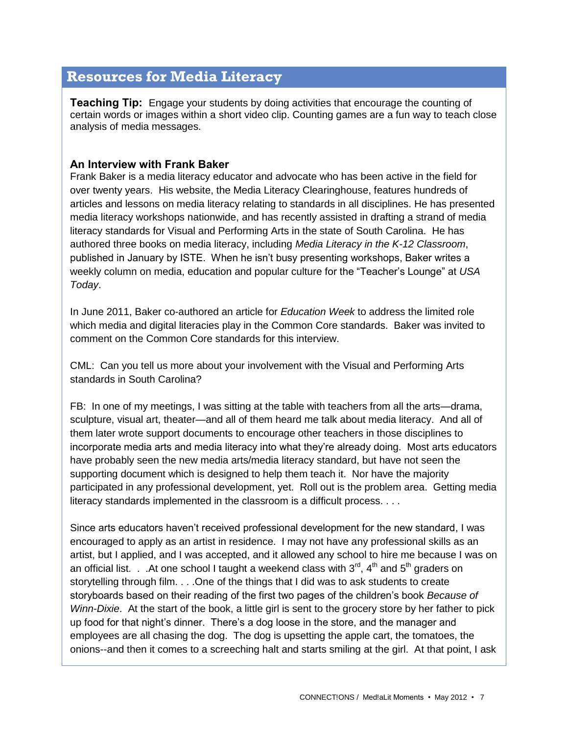## Resources for Media Literacy

**Teaching Tip:** Engage your students by doing activities that encourage the counting of certain words or images within a short video clip. Counting games are a fun way to teach close analysis of media messages.

### An Interview with Frank Baker

Frank Baker is a media literacy educator and advocate who has been active in the field for over twenty years. His website, the Media Literacy Clearinghouse, features hundreds of articles and lessons on media literacy relating to standards in all disciplines. He has presented media literacy workshops nationwide, and has recently assisted in drafting a strand of media literacy standards for Visual and Performing Arts in the state of South Carolina. He has authored three books on media literacy, including *Media Literacy in the K-12 Classroom*, published in January by ISTE. When he isn't busy presenting workshops, Baker writes a weekly column on media, education and popular culture for the "Teacher's Lounge" at *USA Today*.

In June 2011, Baker co-authored an article for *Education Week* to address the limited role which media and digital literacies play in the Common Core standards. Baker was invited to comment on the Common Core standards for this interview.

CML: Can you tell us more about your involvement with the Visual and Performing Arts standards in South Carolina?

FB: In one of my meetings, I was sitting at the table with teachers from all the arts—drama, sculpture, visual art, theater—and all of them heard me talk about media literacy. And all of them later wrote support documents to encourage other teachers in those disciplines to incorporate media arts and media literacy into what they're already doing. Most arts educators have probably seen the new media arts/media literacy standard, but have not seen the supporting document which is designed to help them teach it. Nor have the majority participated in any professional development, yet. Roll out is the problem area. Getting media literacy standards implemented in the classroom is a difficult process. . . .

Since arts educators haven't received professional development for the new standard, I was encouraged to apply as an artist in residence. I may not have any professional skills as an artist, but I applied, and I was accepted, and it allowed any school to hire me because I was on an official list. . .At one school I taught a weekend class with 3rd, 4th and 5th graders on storytelling through film. . . .One of the things that I did was to ask students to create storyboards based on their reading of the first two pages of the children's book *Because of Winn-Dixie*. At the start of the book, a little girl is sent to the grocery store by her father to pick up food for that night's dinner. There's a dog loose in the store, and the manager and employees are all chasing the dog. The dog is upsetting the apple cart, the tomatoes, the onions--and then it comes to a screeching halt and starts smiling at the girl. At that point, I ask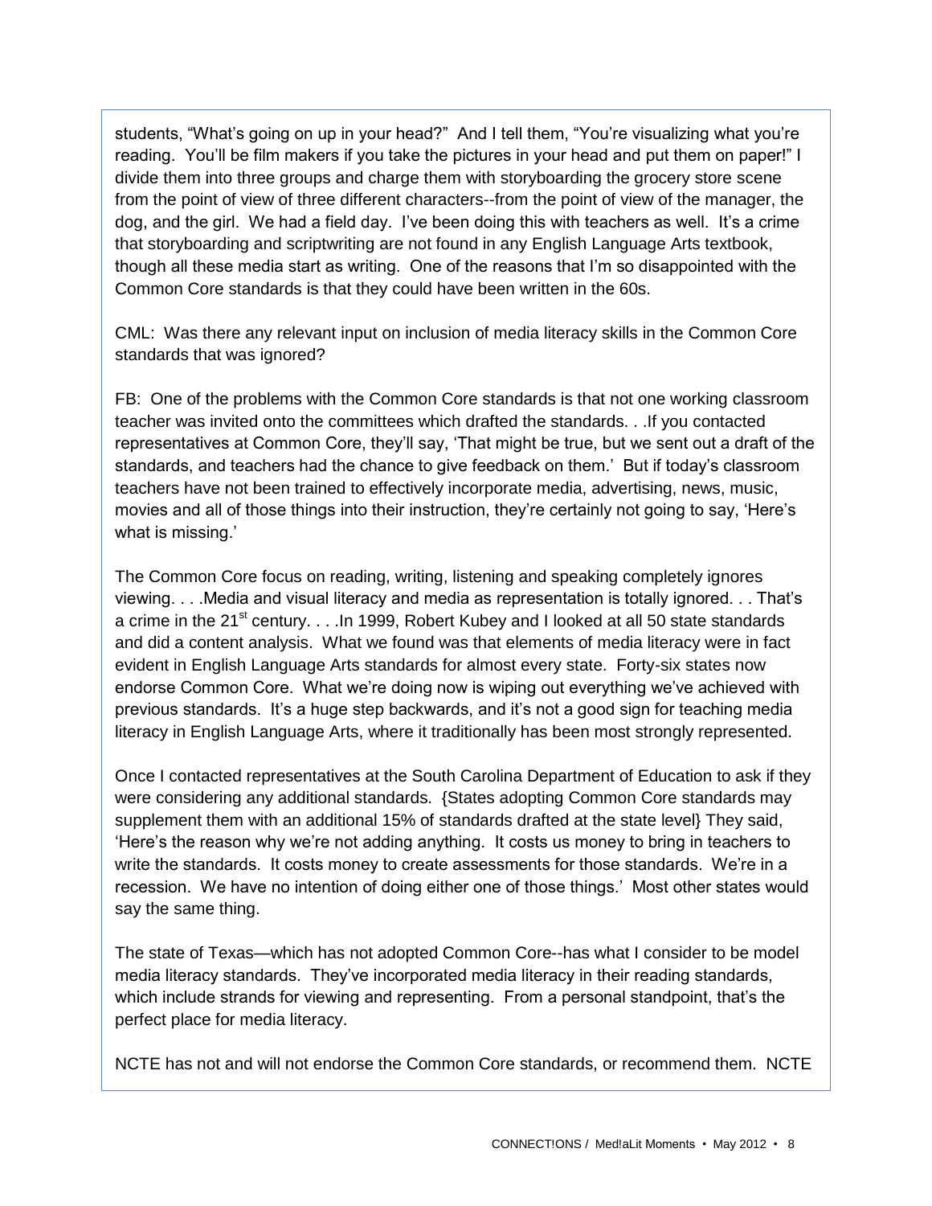students, "What's going on up in your head?" And I tell them, "You're visualizing what you're reading. You'll be film makers if you take the pictures in your head and put them on paper!" I divide them into three groups and charge them with storyboarding the grocery store scene from the point of view of three different characters--from the point of view of the manager, the dog, and the girl. We had a field day. I've been doing this with teachers as well. It's a crime that storyboarding and scriptwriting are not found in any English Language Arts textbook, though all these media start as writing. One of the reasons that I'm so disappointed with the Common Core standards is that they could have been written in the 60s.

CML: Was there any relevant input on inclusion of media literacy skills in the Common Core standards that was ignored?

FB: One of the problems with the Common Core standards is that not one working classroom teacher was invited onto the committees which drafted the standards. . .If you contacted representatives at Common Core, they'll say, 'That might be true, but we sent out a draft of the standards, and teachers had the chance to give feedback on them.' But if today's classroom teachers have not been trained to effectively incorporate media, advertising, news, music, movies and all of those things into their instruction, they're certainly not going to say, 'Here's what is missing.'

The Common Core focus on reading, writing, listening and speaking completely ignores viewing. . . .Media and visual literacy and media as representation is totally ignored. . . That's a crime in the 21st century. . . .In 1999, Robert Kubey and I looked at all 50 state standards and did a content analysis. What we found was that elements of media literacy were in fact evident in English Language Arts standards for almost every state. Forty-six states now endorse Common Core. What we're doing now is wiping out everything we've achieved with previous standards. It's a huge step backwards, and it's not a good sign for teaching media literacy in English Language Arts, where it traditionally has been most strongly represented.

Once I contacted representatives at the South Carolina Department of Education to ask if they were considering any additional standards. {States adopting Common Core standards may supplement them with an additional 15% of standards drafted at the state level} They said, 'Here's the reason why we're not adding anything. It costs us money to bring in teachers to write the standards. It costs money to create assessments for those standards. We're in a recession. We have no intention of doing either one of those things.' Most other states would say the same thing.

The state of Texas—which has not adopted Common Core--has what I consider to be model media literacy standards. They've incorporated media literacy in their reading standards, which include strands for viewing and representing. From a personal standpoint, that's the perfect place for media literacy.

NCTE has not and will not endorse the Common Core standards, or recommend them. NCTE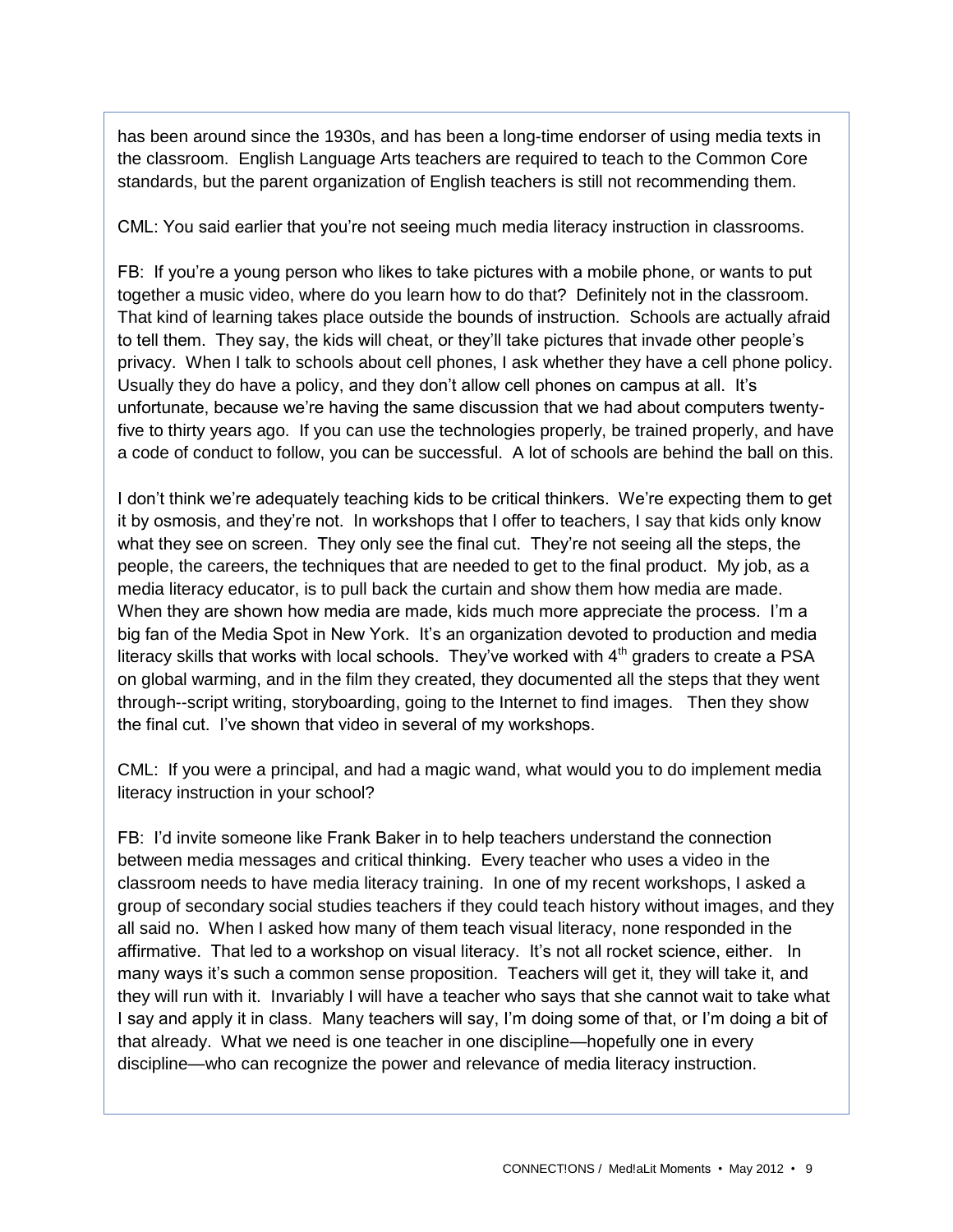has been around since the 1930s, and has been a long-time endorser of using media texts in the classroom. English Language Arts teachers are required to teach to the Common Core standards, but the parent organization of English teachers is still not recommending them.

CML: You said earlier that you're not seeing much media literacy instruction in classrooms.

FB: If you're a young person who likes to take pictures with a mobile phone, or wants to put together a music video, where do you learn how to do that? Definitely not in the classroom. That kind of learning takes place outside the bounds of instruction. Schools are actually afraid to tell them. They say, the kids will cheat, or they'll take pictures that invade other people's privacy. When I talk to schools about cell phones, I ask whether they have a cell phone policy. Usually they do have a policy, and they don't allow cell phones on campus at all. It's unfortunate, because we're having the same discussion that we had about computers twenty-five to thirty years ago. If you can use the technologies properly, be trained properly, and have a code of conduct to follow, you can be successful. A lot of schools are behind the ball on this.

I don't think we're adequately teaching kids to be critical thinkers. We're expecting them to get it by osmosis, and they're not. In workshops that I offer to teachers, I say that kids only know what they see on screen. They only see the final cut. They're not seeing all the steps, the people, the careers, the techniques that are needed to get to the final product. My job, as a media literacy educator, is to pull back the curtain and show them how media are made. When they are shown how media are made, kids much more appreciate the process. I'm a big fan of the Media Spot in New York. It's an organization devoted to production and media literacy skills that works with local schools. They've worked with 4th graders to create a PSA on global warming, and in the film they created, they documented all the steps that they went through--script writing, storyboarding, going to the Internet to find images. Then they show the final cut. I've shown that video in several of my workshops.

CML: If you were a principal, and had a magic wand, what would you to do implement media literacy instruction in your school?

FB: I'd invite someone like Frank Baker in to help teachers understand the connection between media messages and critical thinking. Every teacher who uses a video in the classroom needs to have media literacy training. In one of my recent workshops, I asked a group of secondary social studies teachers if they could teach history without images, and they all said no. When I asked how many of them teach visual literacy, none responded in the affirmative. That led to a workshop on visual literacy. It's not all rocket science, either. In many ways it's such a common sense proposition. Teachers will get it, they will take it, and they will run with it. Invariably I will have a teacher who says that she cannot wait to take what I say and apply it in class. Many teachers will say, I'm doing some of that, or I'm doing a bit of that already. What we need is one teacher in one discipline—hopefully one in every discipline—who can recognize the power and relevance of media literacy instruction.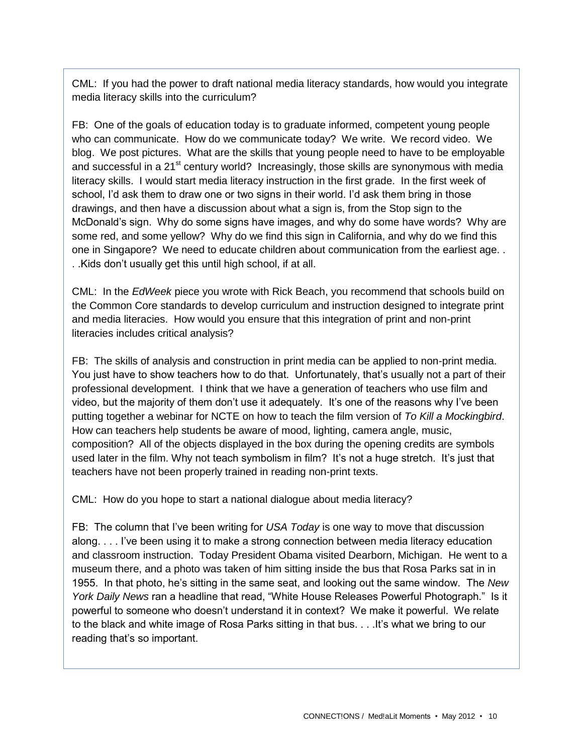CML: If you had the power to draft national media literacy standards, how would you integrate media literacy skills into the curriculum?

FB: One of the goals of education today is to graduate informed, competent young people who can communicate. How do we communicate today? We write. We record video. We blog. We post pictures. What are the skills that young people need to have to be employable and successful in a 21st century world? Increasingly, those skills are synonymous with media literacy skills. I would start media literacy instruction in the first grade. In the first week of school, I'd ask them to draw one or two signs in their world. I'd ask them bring in those drawings, and then have a discussion about what a sign is, from the Stop sign to the McDonald's sign. Why do some signs have images, and why do some have words? Why are some red, and some yellow? Why do we find this sign in California, and why do we find this one in Singapore? We need to educate children about communication from the earliest age. . . .Kids don't usually get this until high school, if at all.

CML: In the *EdWeek* piece you wrote with Rick Beach, you recommend that schools build on the Common Core standards to develop curriculum and instruction designed to integrate print and media literacies. How would you ensure that this integration of print and non-print literacies includes critical analysis?

FB: The skills of analysis and construction in print media can be applied to non-print media. You just have to show teachers how to do that. Unfortunately, that's usually not a part of their professional development. I think that we have a generation of teachers who use film and video, but the majority of them don't use it adequately. It's one of the reasons why I've been putting together a webinar for NCTE on how to teach the film version of *To Kill a Mockingbird*. How can teachers help students be aware of mood, lighting, camera angle, music, composition? All of the objects displayed in the box during the opening credits are symbols used later in the film. Why not teach symbolism in film? It's not a huge stretch. It's just that teachers have not been properly trained in reading non-print texts.

CML: How do you hope to start a national dialogue about media literacy?

FB: The column that I've been writing for *USA Today* is one way to move that discussion along. . . . I've been using it to make a strong connection between media literacy education and classroom instruction. Today President Obama visited Dearborn, Michigan. He went to a museum there, and a photo was taken of him sitting inside the bus that Rosa Parks sat in in 1955. In that photo, he's sitting in the same seat, and looking out the same window. The *New York Daily News* ran a headline that read, "White House Releases Powerful Photograph." Is it powerful to someone who doesn't understand it in context? We make it powerful. We relate to the black and white image of Rosa Parks sitting in that bus. . . .It's what we bring to our reading that's so important.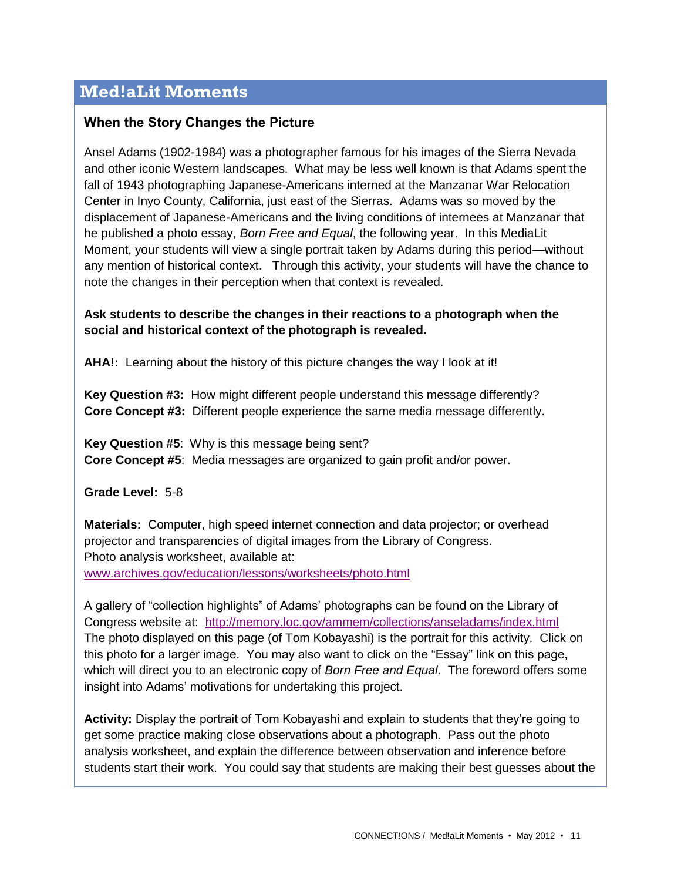## Med!aLit Moments

### When the Story Changes the Picture

Ansel Adams (1902-1984) was a photographer famous for his images of the Sierra Nevada and other iconic Western landscapes. What may be less well known is that Adams spent the fall of 1943 photographing Japanese-Americans interned at the Manzanar War Relocation Center in Inyo County, California, just east of the Sierras. Adams was so moved by the displacement of Japanese-Americans and the living conditions of internees at Manzanar that he published a photo essay, *Born Free and Equal*, the following year. In this MediaLit Moment, your students will view a single portrait taken by Adams during this period—without any mention of historical context. Through this activity, your students will have the chance to note the changes in their perception when that context is revealed.

**Ask students to describe the changes in their reactions to a photograph when the social and historical context of the photograph is revealed.**

**AHA!:** Learning about the history of this picture changes the way I look at it!

**Key Question #3:** How might different people understand this message differently?
**Core Concept #3:** Different people experience the same media message differently.

**Key Question #5**: Why is this message being sent?
**Core Concept #5**: Media messages are organized to gain profit and/or power.

**Grade Level:** 5-8

**Materials:** Computer, high speed internet connection and data projector; or overhead projector and transparencies of digital images from the Library of Congress.
Photo analysis worksheet, available at:
www.archives.gov/education/lessons/worksheets/photo.html

A gallery of "collection highlights" of Adams' photographs can be found on the Library of Congress website at: http://memory.loc.gov/ammem/collections/anseladams/index.html
The photo displayed on this page (of Tom Kobayashi) is the portrait for this activity. Click on this photo for a larger image. You may also want to click on the "Essay" link on this page, which will direct you to an electronic copy of *Born Free and Equal*. The foreword offers some insight into Adams' motivations for undertaking this project.

**Activity:** Display the portrait of Tom Kobayashi and explain to students that they're going to get some practice making close observations about a photograph. Pass out the photo analysis worksheet, and explain the difference between observation and inference before students start their work. You could say that students are making their best guesses about the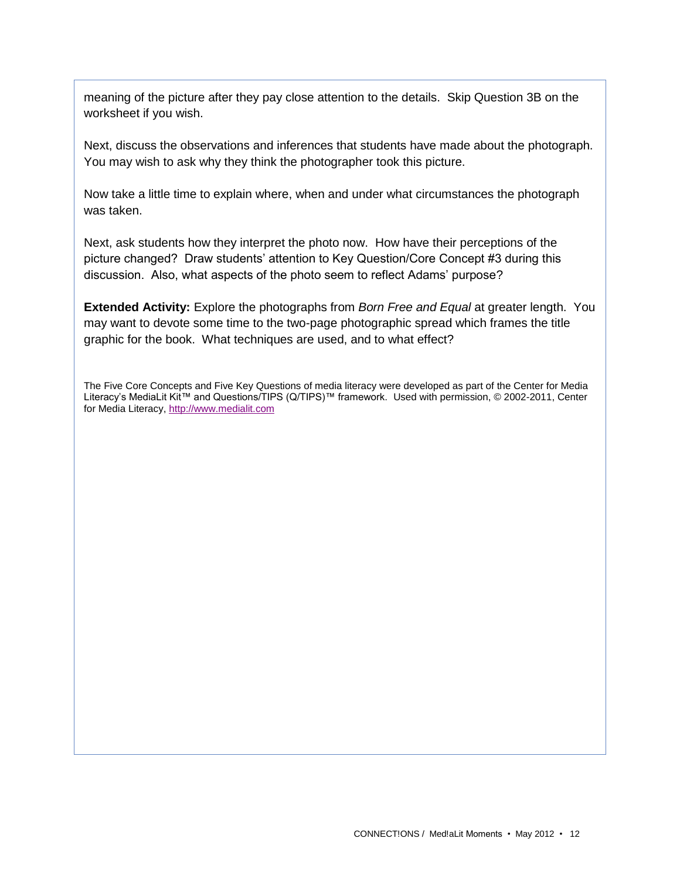meaning of the picture after they pay close attention to the details. Skip Question 3B on the worksheet if you wish.

Next, discuss the observations and inferences that students have made about the photograph. You may wish to ask why they think the photographer took this picture.

Now take a little time to explain where, when and under what circumstances the photograph was taken.

Next, ask students how they interpret the photo now. How have their perceptions of the picture changed? Draw students' attention to Key Question/Core Concept #3 during this discussion. Also, what aspects of the photo seem to reflect Adams' purpose?

**Extended Activity:** Explore the photographs from *Born Free and Equal* at greater length. You may want to devote some time to the two-page photographic spread which frames the title graphic for the book. What techniques are used, and to what effect?

The Five Core Concepts and Five Key Questions of media literacy were developed as part of the Center for Media Literacy's MediaLit Kit™ and Questions/TIPS (Q/TIPS)™ framework. Used with permission, © 2002-2011, Center for Media Literacy, http://www.medialit.com